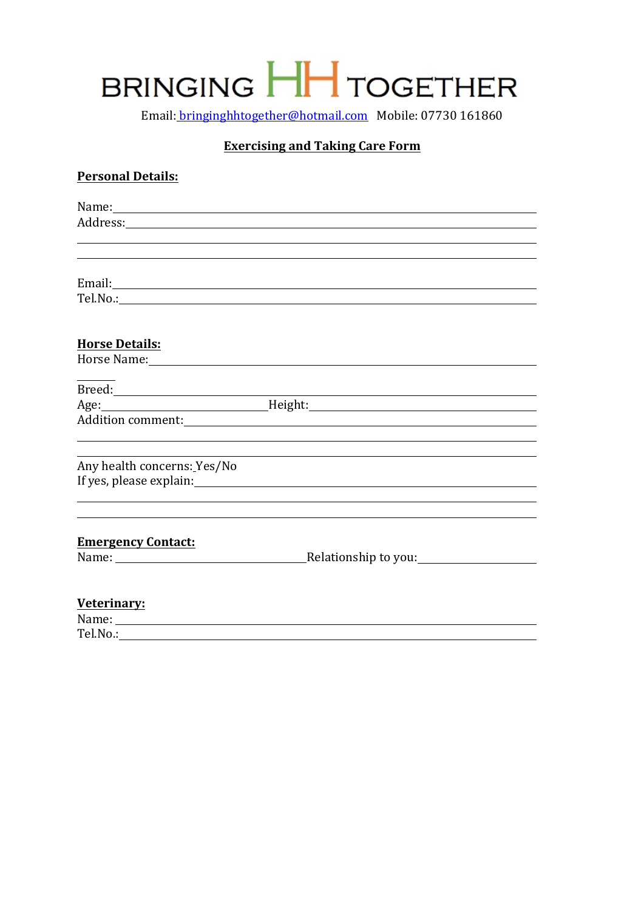# BRINGING HH TOGETHER

Email: bringinghhtogether@hotmail.com Mobile: 07730 161860

## Exercising and Taking Care Form

**Personal Details:**

Name: ____________________________________________

Address: ____________________________________________

____________________________________________

____________________________________________

Email: ____________________________________________

Tel.No.: ____________________________________________

**Horse Details:**

Horse Name: ____________________________________________

Breed: ____________________________________________

Age: ____________________ Height: ____________________

Addition comment: ____________________________________________

____________________________________________

____________________________________________

Any health concerns: Yes/No

If yes, please explain: ____________________________________________

____________________________________________

____________________________________________

**Emergency Contact:**

Name: ____________________ Relationship to you: ____________________

**Veterinary:**

Name: ____________________________________________

Tel.No.: ____________________________________________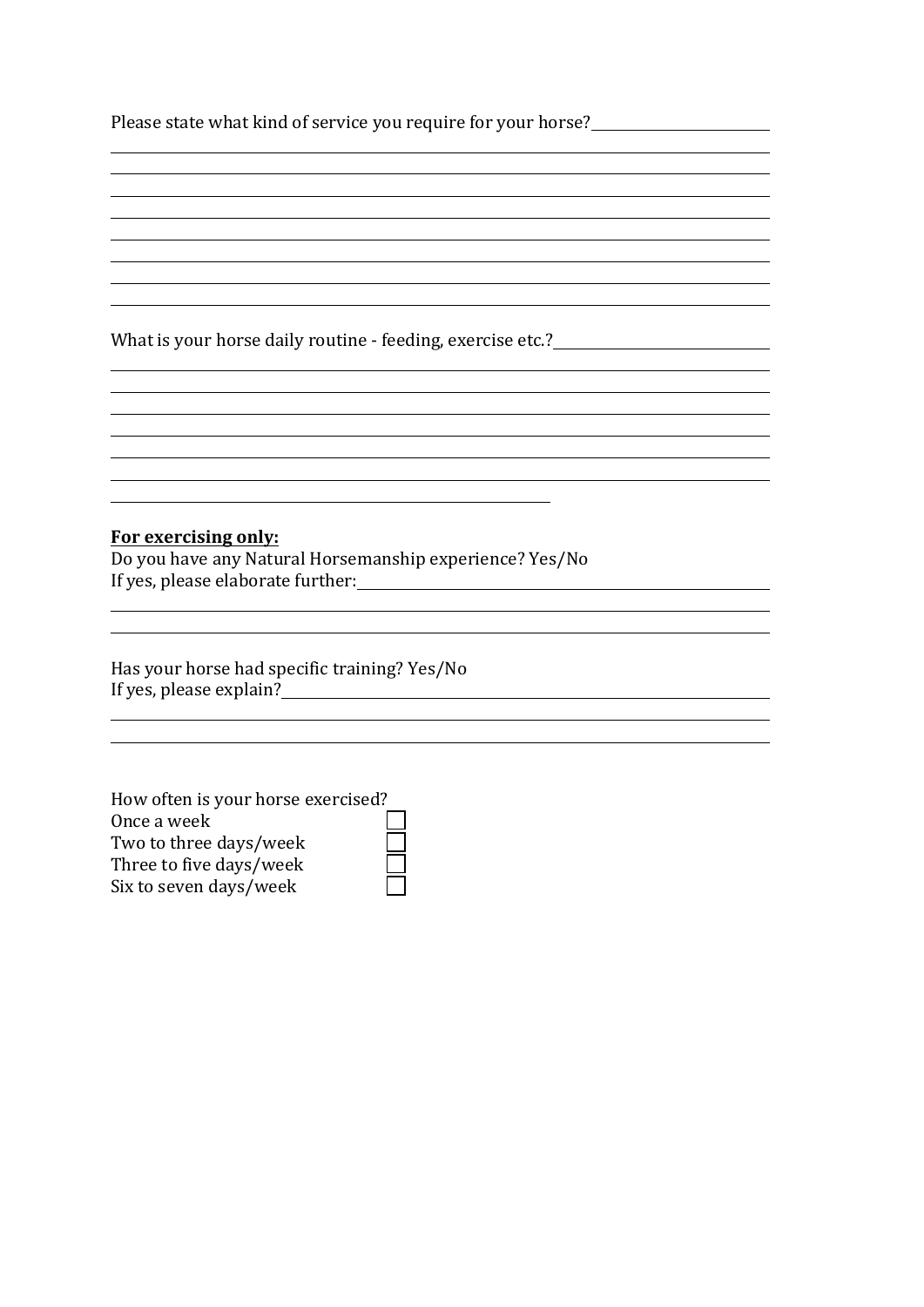Please state what kind of service you require for your horse?

What is your horse daily routine - feeding, exercise etc.?

**For exercising only:**

Do you have any Natural Horsemanship experience? Yes/No

If yes, please elaborate further:

Has your horse had specific training? Yes/No

If yes, please explain?

How often is your horse exercised?

- Once a week ☐
- Two to three days/week ☐
- Three to five days/week ☐
- Six to seven days/week ☐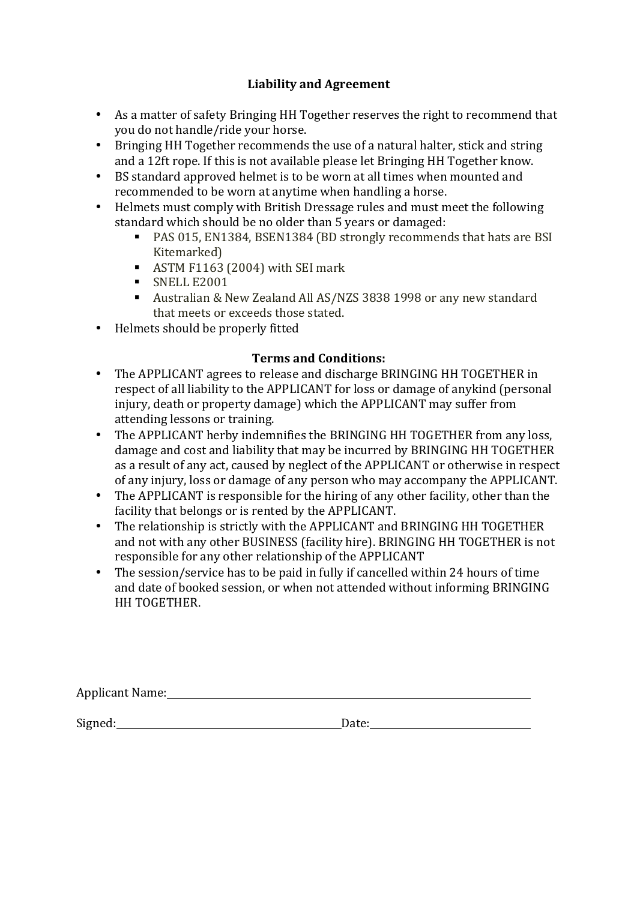## Liability and Agreement

- As a matter of safety Bringing HH Together reserves the right to recommend that you do not handle/ride your horse.
- Bringing HH Together recommends the use of a natural halter, stick and string and a 12ft rope. If this is not available please let Bringing HH Together know.
- BS standard approved helmet is to be worn at all times when mounted and recommended to be worn at anytime when handling a horse.
- Helmets must comply with British Dressage rules and must meet the following standard which should be no older than 5 years or damaged:
  - PAS 015, EN1384, BSEN1384 (BD strongly recommends that hats are BSI Kitemarked)
  - ASTM F1163 (2004) with SEI mark
  - SNELL E2001
  - Australian & New Zealand All AS/NZS 3838 1998 or any new standard that meets or exceeds those stated.
- Helmets should be properly fitted

## Terms and Conditions:

- The APPLICANT agrees to release and discharge BRINGING HH TOGETHER in respect of all liability to the APPLICANT for loss or damage of anykind (personal injury, death or property damage) which the APPLICANT may suffer from attending lessons or training.
- The APPLICANT herby indemnifies the BRINGING HH TOGETHER from any loss, damage and cost and liability that may be incurred by BRINGING HH TOGETHER as a result of any act, caused by neglect of the APPLICANT or otherwise in respect of any injury, loss or damage of any person who may accompany the APPLICANT.
- The APPLICANT is responsible for the hiring of any other facility, other than the facility that belongs or is rented by the APPLICANT.
- The relationship is strictly with the APPLICANT and BRINGING HH TOGETHER and not with any other BUSINESS (facility hire). BRINGING HH TOGETHER is not responsible for any other relationship of the APPLICANT
- The session/service has to be paid in fully if cancelled within 24 hours of time and date of booked session, or when not attended without informing BRINGING HH TOGETHER.

Applicant Name:\_\_\_\_\_\_\_\_\_\_\_\_\_\_\_\_\_\_\_\_\_\_\_\_\_\_\_\_\_\_\_\_\_\_\_\_\_\_\_\_

Signed:\_\_\_\_\_\_\_\_\_\_\_\_\_\_\_\_\_\_\_\_\_\_\_\_\_\_\_\_ Date:\_\_\_\_\_\_\_\_\_\_\_\_\_\_\_\_\_\_\_\_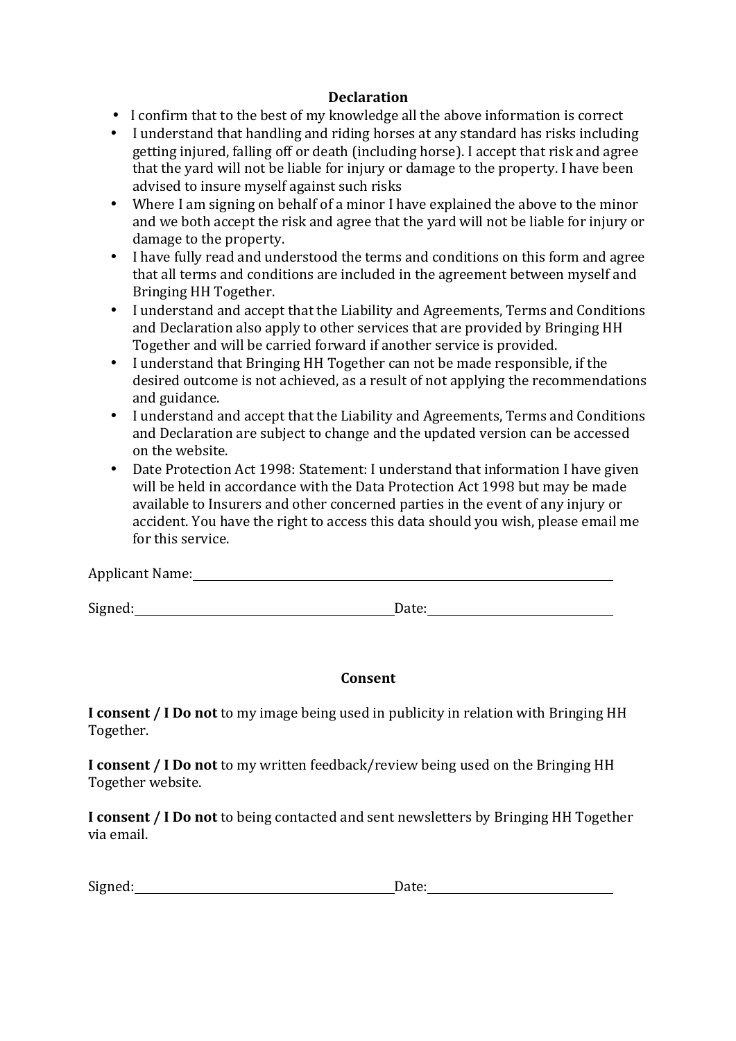## Declaration

- I confirm that to the best of my knowledge all the above information is correct
- I understand that handling and riding horses at any standard has risks including getting injured, falling off or death (including horse). I accept that risk and agree that the yard will not be liable for injury or damage to the property. I have been advised to insure myself against such risks
- Where I am signing on behalf of a minor I have explained the above to the minor and we both accept the risk and agree that the yard will not be liable for injury or damage to the property.
- I have fully read and understood the terms and conditions on this form and agree that all terms and conditions are included in the agreement between myself and Bringing HH Together.
- I understand and accept that the Liability and Agreements, Terms and Conditions and Declaration also apply to other services that are provided by Bringing HH Together and will be carried forward if another service is provided.
- I understand that Bringing HH Together can not be made responsible, if the desired outcome is not achieved, as a result of not applying the recommendations and guidance.
- I understand and accept that the Liability and Agreements, Terms and Conditions and Declaration are subject to change and the updated version can be accessed on the website.
- Date Protection Act 1998: Statement: I understand that information I have given will be held in accordance with the Data Protection Act 1998 but may be made available to Insurers and other concerned parties in the event of any injury or accident. You have the right to access this data should you wish, please email me for this service.

Applicant Name: ____________________________________________

Signed: ____________________________ Date: ____________________

## Consent

**I consent / I Do not** to my image being used in publicity in relation with Bringing HH Together.

**I consent / I Do not** to my written feedback/review being used on the Bringing HH Together website.

**I consent / I Do not** to being contacted and sent newsletters by Bringing HH Together via email.

Signed: ____________________________ Date: ____________________